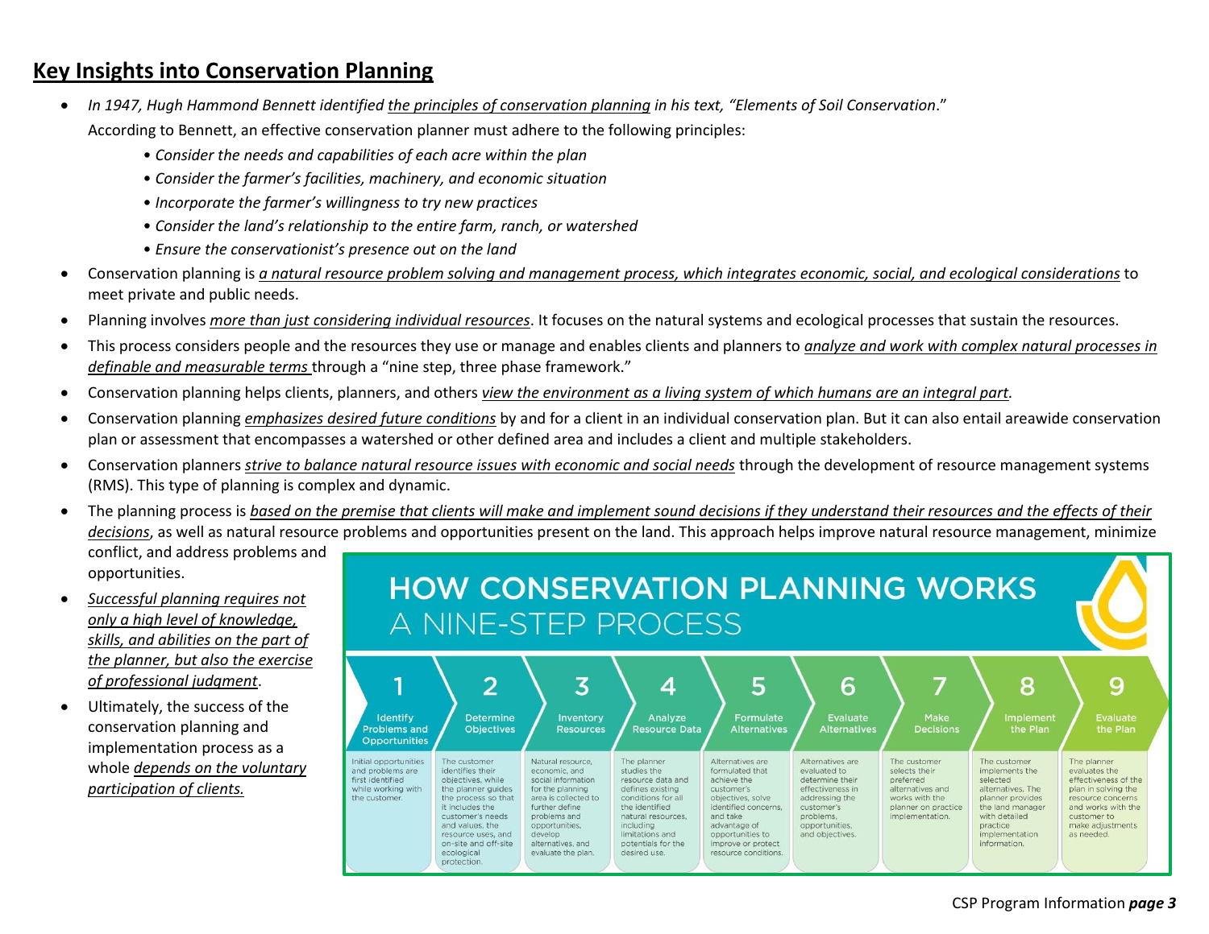## Key Insights into Conservation Planning

- *In 1947, Hugh Hammond Bennett identified* *the principles of conservation planning* *in his text, "Elements of Soil Conservation*."
  According to Bennett, an effective conservation planner must adhere to the following principles:
  - *Consider the needs and capabilities of each acre within the plan*
  - *Consider the farmer's facilities, machinery, and economic situation*
  - *Incorporate the farmer's willingness to try new practices*
  - *Consider the land's relationship to the entire farm, ranch, or watershed*
  - *Ensure the conservationist's presence out on the land*
- Conservation planning is *a natural resource problem solving and management process, which integrates economic, social, and ecological considerations* to meet private and public needs.
- Planning involves *more than just considering individual resources*. It focuses on the natural systems and ecological processes that sustain the resources.
- This process considers people and the resources they use or manage and enables clients and planners to *analyze and work with complex natural processes in definable and measurable terms* through a "nine step, three phase framework."
- Conservation planning helps clients, planners, and others *view the environment as a living system of which humans are an integral part.*
- Conservation planning *emphasizes desired future conditions* by and for a client in an individual conservation plan. But it can also entail areawide conservation plan or assessment that encompasses a watershed or other defined area and includes a client and multiple stakeholders.
- Conservation planners *strive to balance natural resource issues with economic and social needs* through the development of resource management systems (RMS). This type of planning is complex and dynamic.
- The planning process is *based on the premise that clients will make and implement sound decisions if they understand their resources and the effects of their decisions*, as well as natural resource problems and opportunities present on the land. This approach helps improve natural resource management, minimize conflict, and address problems and opportunities.
- *Successful planning requires not only a high level of knowledge, skills, and abilities on the part of the planner, but also the exercise of professional judgment*.
- Ultimately, the success of the conservation planning and implementation process as a whole *depends on the voluntary participation of clients.*

### HOW CONSERVATION PLANNING WORKS
### A NINE-STEP PROCESS

| 1 Identify Problems and Opportunities | 2 Determine Objectives | 3 Inventory Resources | 4 Analyze Resource Data | 5 Formulate Alternatives | 6 Evaluate Alternatives | 7 Make Decisions | 8 Implement the Plan | 9 Evaluate the Plan |
|---|---|---|---|---|---|---|---|---|
| Initial opportunities and problems are first identified while working with the customer. | The customer identifies their objectives, while the planner guides the process so that it includes the customer's needs and values, the resource uses, and on-site and off-site ecological protection. | Natural resource, economic, and social information for the planning area is collected to further define problems and opportunities, develop alternatives, and evaluate the plan. | The planner studies the resource data and defines existing conditions for all the identified natural resources, including limitations and potentials for the desired use. | Alternatives are formulated that achieve the customer's objectives, solve identified concerns, and take advantage of opportunities to improve or protect resource conditions. | Alternatives are evaluated to determine their effectiveness in addressing the customer's problems, opportunities, and objectives. | The customer selects their preferred alternatives and works with the planner on practice implementation. | The customer implements the selected alternatives. The planner provides the land manager with detailed practice implementation information. | The planner evaluates the effectiveness of the plan in solving the resource concerns and works with the customer to make adjustments as needed. |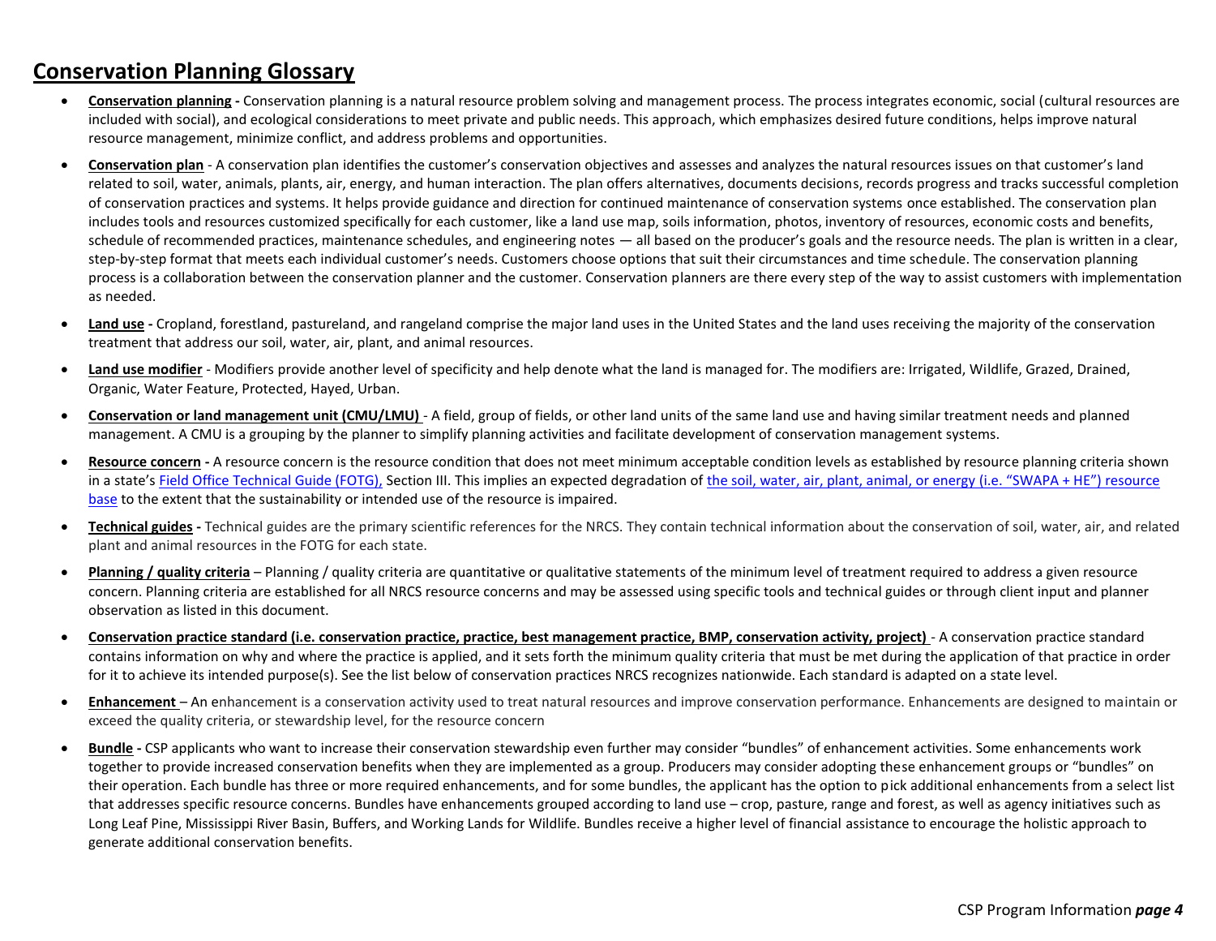## Conservation Planning Glossary

- **Conservation planning -** Conservation planning is a natural resource problem solving and management process. The process integrates economic, social (cultural resources are included with social), and ecological considerations to meet private and public needs. This approach, which emphasizes desired future conditions, helps improve natural resource management, minimize conflict, and address problems and opportunities.
- **Conservation plan** - A conservation plan identifies the customer's conservation objectives and assesses and analyzes the natural resources issues on that customer's land related to soil, water, animals, plants, air, energy, and human interaction. The plan offers alternatives, documents decisions, records progress and tracks successful completion of conservation practices and systems. It helps provide guidance and direction for continued maintenance of conservation systems once established. The conservation plan includes tools and resources customized specifically for each customer, like a land use map, soils information, photos, inventory of resources, economic costs and benefits, schedule of recommended practices, maintenance schedules, and engineering notes — all based on the producer's goals and the resource needs. The plan is written in a clear, step-by-step format that meets each individual customer's needs. Customers choose options that suit their circumstances and time schedule. The conservation planning process is a collaboration between the conservation planner and the customer. Conservation planners are there every step of the way to assist customers with implementation as needed.
- **Land use -** Cropland, forestland, pastureland, and rangeland comprise the major land uses in the United States and the land uses receiving the majority of the conservation treatment that address our soil, water, air, plant, and animal resources.
- **Land use modifier** - Modifiers provide another level of specificity and help denote what the land is managed for. The modifiers are: Irrigated, Wildlife, Grazed, Drained, Organic, Water Feature, Protected, Hayed, Urban.
- **Conservation or land management unit (CMU/LMU)** - A field, group of fields, or other land units of the same land use and having similar treatment needs and planned management. A CMU is a grouping by the planner to simplify planning activities and facilitate development of conservation management systems.
- **Resource concern -** A resource concern is the resource condition that does not meet minimum acceptable condition levels as established by resource planning criteria shown in a state's Field Office Technical Guide (FOTG), Section III. This implies an expected degradation of the soil, water, air, plant, animal, or energy (i.e. "SWAPA + HE") resource base to the extent that the sustainability or intended use of the resource is impaired.
- **Technical guides -** Technical guides are the primary scientific references for the NRCS. They contain technical information about the conservation of soil, water, air, and related plant and animal resources in the FOTG for each state.
- **Planning / quality criteria** – Planning / quality criteria are quantitative or qualitative statements of the minimum level of treatment required to address a given resource concern. Planning criteria are established for all NRCS resource concerns and may be assessed using specific tools and technical guides or through client input and planner observation as listed in this document.
- **Conservation practice standard (i.e. conservation practice, practice, best management practice, BMP, conservation activity, project)** - A conservation practice standard contains information on why and where the practice is applied, and it sets forth the minimum quality criteria that must be met during the application of that practice in order for it to achieve its intended purpose(s). See the list below of conservation practices NRCS recognizes nationwide. Each standard is adapted on a state level.
- **Enhancement** – An enhancement is a conservation activity used to treat natural resources and improve conservation performance. Enhancements are designed to maintain or exceed the quality criteria, or stewardship level, for the resource concern
- **Bundle -** CSP applicants who want to increase their conservation stewardship even further may consider "bundles" of enhancement activities. Some enhancements work together to provide increased conservation benefits when they are implemented as a group. Producers may consider adopting these enhancement groups or "bundles" on their operation. Each bundle has three or more required enhancements, and for some bundles, the applicant has the option to pick additional enhancements from a select list that addresses specific resource concerns. Bundles have enhancements grouped according to land use – crop, pasture, range and forest, as well as agency initiatives such as Long Leaf Pine, Mississippi River Basin, Buffers, and Working Lands for Wildlife. Bundles receive a higher level of financial assistance to encourage the holistic approach to generate additional conservation benefits.